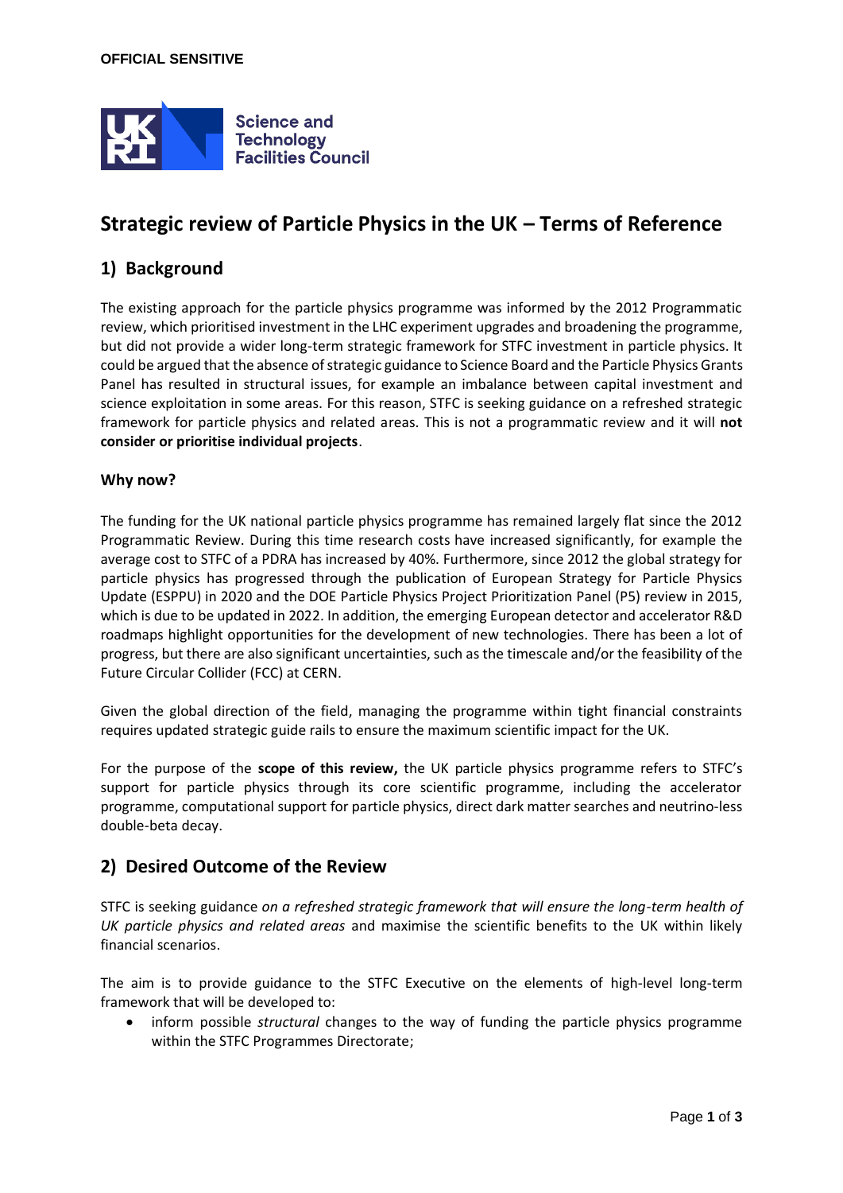OFFICIAL SENSITIVE

Science and Technology Facilities Council

# Strategic review of Particle Physics in the UK – Terms of Reference

## 1) Background

The existing approach for the particle physics programme was informed by the 2012 Programmatic review, which prioritised investment in the LHC experiment upgrades and broadening the programme, but did not provide a wider long-term strategic framework for STFC investment in particle physics. It could be argued that the absence of strategic guidance to Science Board and the Particle Physics Grants Panel has resulted in structural issues, for example an imbalance between capital investment and science exploitation in some areas. For this reason, STFC is seeking guidance on a refreshed strategic framework for particle physics and related areas. This is not a programmatic review and it will **not consider or prioritise individual projects**.

### Why now?

The funding for the UK national particle physics programme has remained largely flat since the 2012 Programmatic Review. During this time research costs have increased significantly, for example the average cost to STFC of a PDRA has increased by 40%. Furthermore, since 2012 the global strategy for particle physics has progressed through the publication of European Strategy for Particle Physics Update (ESPPU) in 2020 and the DOE Particle Physics Project Prioritization Panel (P5) review in 2015, which is due to be updated in 2022. In addition, the emerging European detector and accelerator R&D roadmaps highlight opportunities for the development of new technologies. There has been a lot of progress, but there are also significant uncertainties, such as the timescale and/or the feasibility of the Future Circular Collider (FCC) at CERN.

Given the global direction of the field, managing the programme within tight financial constraints requires updated strategic guide rails to ensure the maximum scientific impact for the UK.

For the purpose of the **scope of this review,** the UK particle physics programme refers to STFC's support for particle physics through its core scientific programme, including the accelerator programme, computational support for particle physics, direct dark matter searches and neutrino-less double-beta decay.

## 2) Desired Outcome of the Review

STFC is seeking guidance *on a refreshed strategic framework that will ensure the long-term health of UK particle physics and related areas* and maximise the scientific benefits to the UK within likely financial scenarios.

The aim is to provide guidance to the STFC Executive on the elements of high-level long-term framework that will be developed to:

- inform possible *structural* changes to the way of funding the particle physics programme within the STFC Programmes Directorate;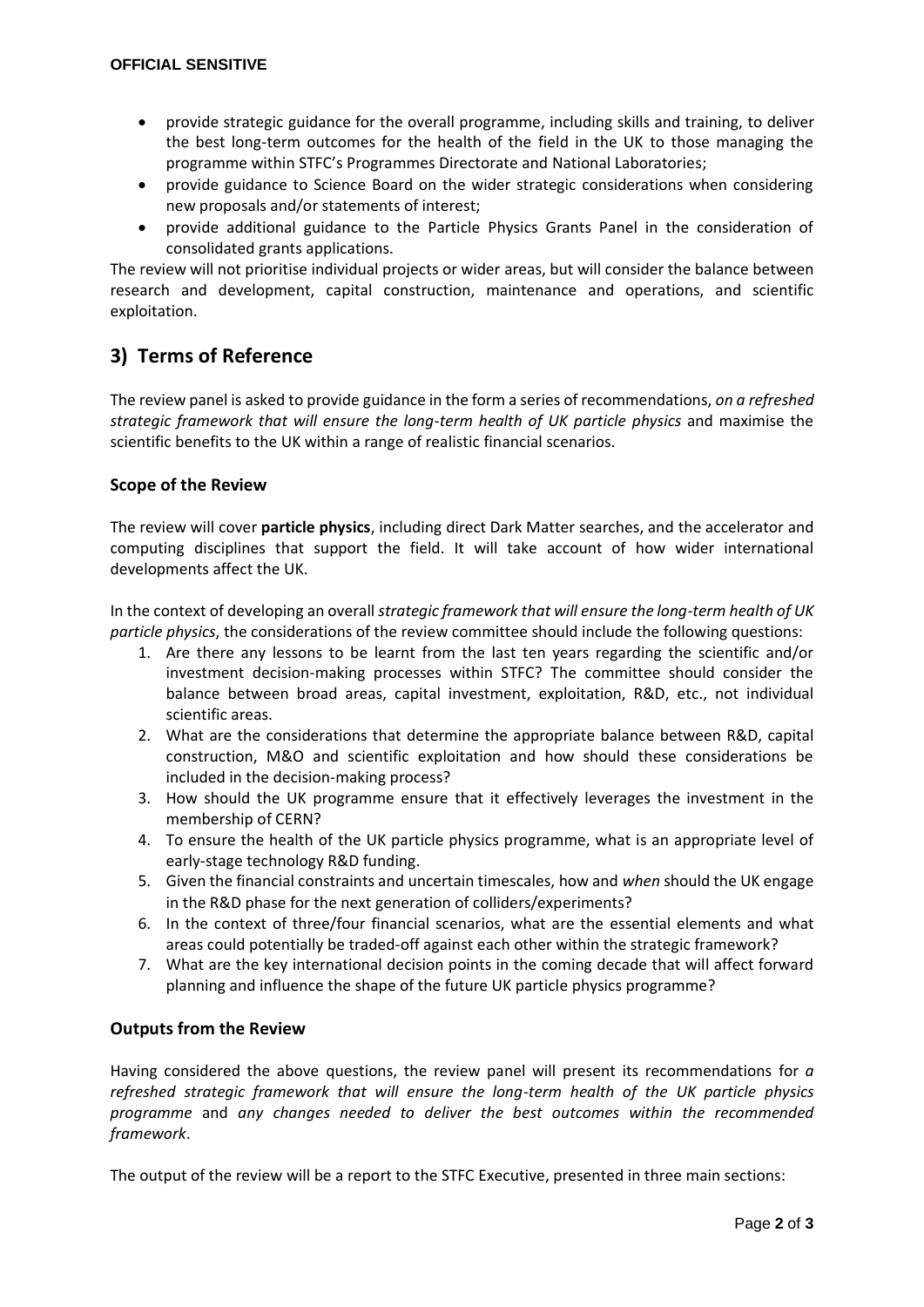- provide strategic guidance for the overall programme, including skills and training, to deliver the best long-term outcomes for the health of the field in the UK to those managing the programme within STFC's Programmes Directorate and National Laboratories;
- provide guidance to Science Board on the wider strategic considerations when considering new proposals and/or statements of interest;
- provide additional guidance to the Particle Physics Grants Panel in the consideration of consolidated grants applications.

The review will not prioritise individual projects or wider areas, but will consider the balance between research and development, capital construction, maintenance and operations, and scientific exploitation.

## 3) Terms of Reference

The review panel is asked to provide guidance in the form a series of recommendations, *on a refreshed strategic framework that will ensure the long-term health of UK particle physics* and maximise the scientific benefits to the UK within a range of realistic financial scenarios.

### Scope of the Review

The review will cover **particle physics**, including direct Dark Matter searches, and the accelerator and computing disciplines that support the field. It will take account of how wider international developments affect the UK.

In the context of developing an overall *strategic framework that will ensure the long-term health of UK particle physics*, the considerations of the review committee should include the following questions:

1. Are there any lessons to be learnt from the last ten years regarding the scientific and/or investment decision-making processes within STFC? The committee should consider the balance between broad areas, capital investment, exploitation, R&D, etc., not individual scientific areas.
2. What are the considerations that determine the appropriate balance between R&D, capital construction, M&O and scientific exploitation and how should these considerations be included in the decision-making process?
3. How should the UK programme ensure that it effectively leverages the investment in the membership of CERN?
4. To ensure the health of the UK particle physics programme, what is an appropriate level of early-stage technology R&D funding.
5. Given the financial constraints and uncertain timescales, how and *when* should the UK engage in the R&D phase for the next generation of colliders/experiments?
6. In the context of three/four financial scenarios, what are the essential elements and what areas could potentially be traded-off against each other within the strategic framework?
7. What are the key international decision points in the coming decade that will affect forward planning and influence the shape of the future UK particle physics programme?

### Outputs from the Review

Having considered the above questions, the review panel will present its recommendations for *a refreshed strategic framework that will ensure the long-term health of the UK particle physics programme* and *any changes needed to deliver the best outcomes within the recommended framework*.

The output of the review will be a report to the STFC Executive, presented in three main sections: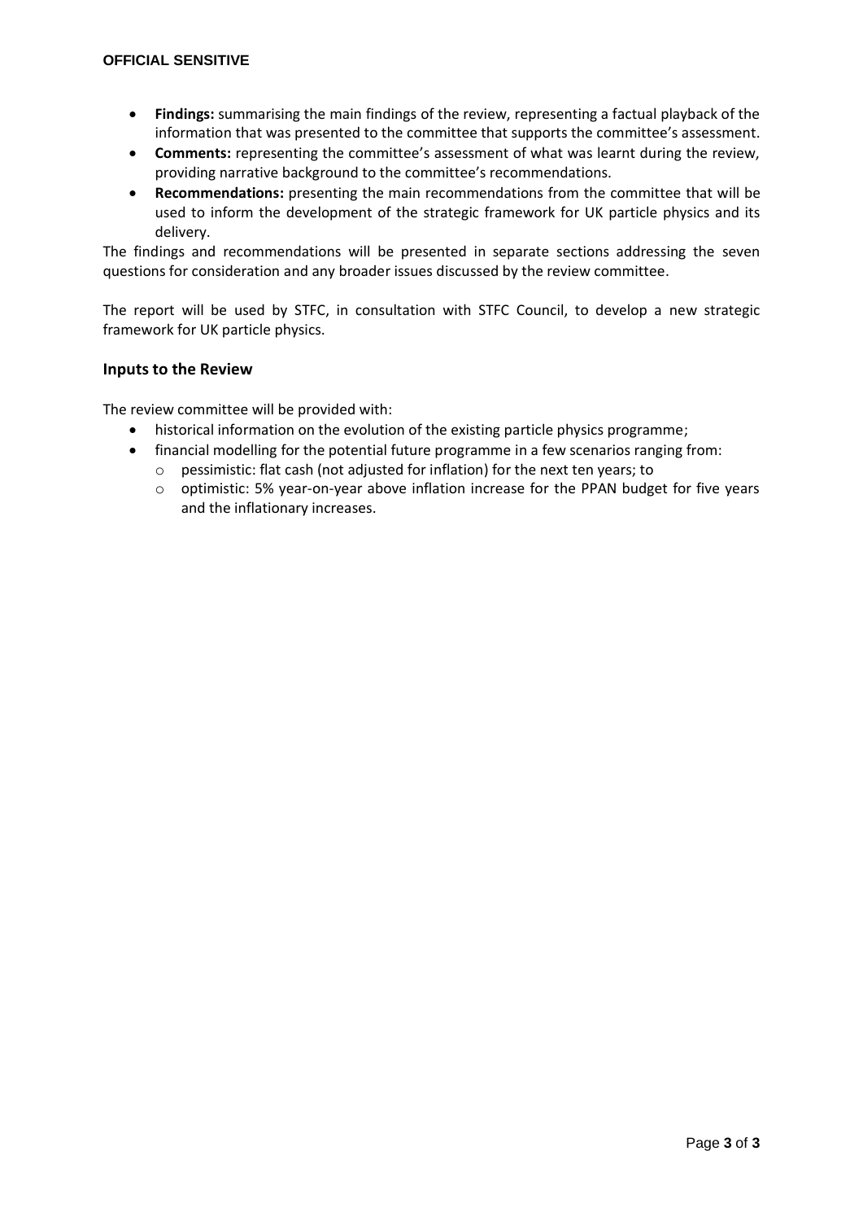- **Findings:** summarising the main findings of the review, representing a factual playback of the information that was presented to the committee that supports the committee's assessment.
- **Comments:** representing the committee's assessment of what was learnt during the review, providing narrative background to the committee's recommendations.
- **Recommendations:** presenting the main recommendations from the committee that will be used to inform the development of the strategic framework for UK particle physics and its delivery.

The findings and recommendations will be presented in separate sections addressing the seven questions for consideration and any broader issues discussed by the review committee.

The report will be used by STFC, in consultation with STFC Council, to develop a new strategic framework for UK particle physics.

## Inputs to the Review

The review committee will be provided with:

- historical information on the evolution of the existing particle physics programme;
- financial modelling for the potential future programme in a few scenarios ranging from:
  - pessimistic: flat cash (not adjusted for inflation) for the next ten years; to
  - optimistic: 5% year-on-year above inflation increase for the PPAN budget for five years and the inflationary increases.